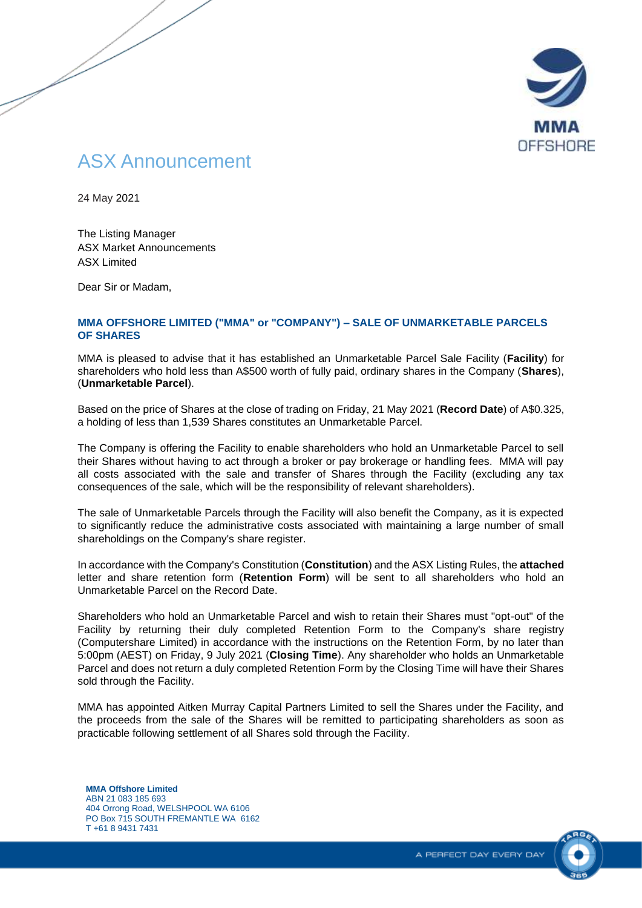# ASX Announcement

24 May 2021

The Listing Manager
ASX Market Announcements
ASX Limited

Dear Sir or Madam,

## MMA OFFSHORE LIMITED ("MMA" or "COMPANY") – SALE OF UNMARKETABLE PARCELS OF SHARES

MMA is pleased to advise that it has established an Unmarketable Parcel Sale Facility (**Facility**) for shareholders who hold less than A$500 worth of fully paid, ordinary shares in the Company (**Shares**), (**Unmarketable Parcel**).

Based on the price of Shares at the close of trading on Friday, 21 May 2021 (**Record Date**) of A$0.325, a holding of less than 1,539 Shares constitutes an Unmarketable Parcel.

The Company is offering the Facility to enable shareholders who hold an Unmarketable Parcel to sell their Shares without having to act through a broker or pay brokerage or handling fees. MMA will pay all costs associated with the sale and transfer of Shares through the Facility (excluding any tax consequences of the sale, which will be the responsibility of relevant shareholders).

The sale of Unmarketable Parcels through the Facility will also benefit the Company, as it is expected to significantly reduce the administrative costs associated with maintaining a large number of small shareholdings on the Company's share register.

In accordance with the Company's Constitution (**Constitution**) and the ASX Listing Rules, the **attached** letter and share retention form (**Retention Form**) will be sent to all shareholders who hold an Unmarketable Parcel on the Record Date.

Shareholders who hold an Unmarketable Parcel and wish to retain their Shares must "opt-out" of the Facility by returning their duly completed Retention Form to the Company's share registry (Computershare Limited) in accordance with the instructions on the Retention Form, by no later than 5:00pm (AEST) on Friday, 9 July 2021 (**Closing Time**). Any shareholder who holds an Unmarketable Parcel and does not return a duly completed Retention Form by the Closing Time will have their Shares sold through the Facility.

MMA has appointed Aitken Murray Capital Partners Limited to sell the Shares under the Facility, and the proceeds from the sale of the Shares will be remitted to participating shareholders as soon as practicable following settlement of all Shares sold through the Facility.

**MMA Offshore Limited**
ABN 21 083 185 693
404 Orrong Road, WELSHPOOL WA 6106
PO Box 715 SOUTH FREMANTLE WA 6162
T +61 8 9431 7431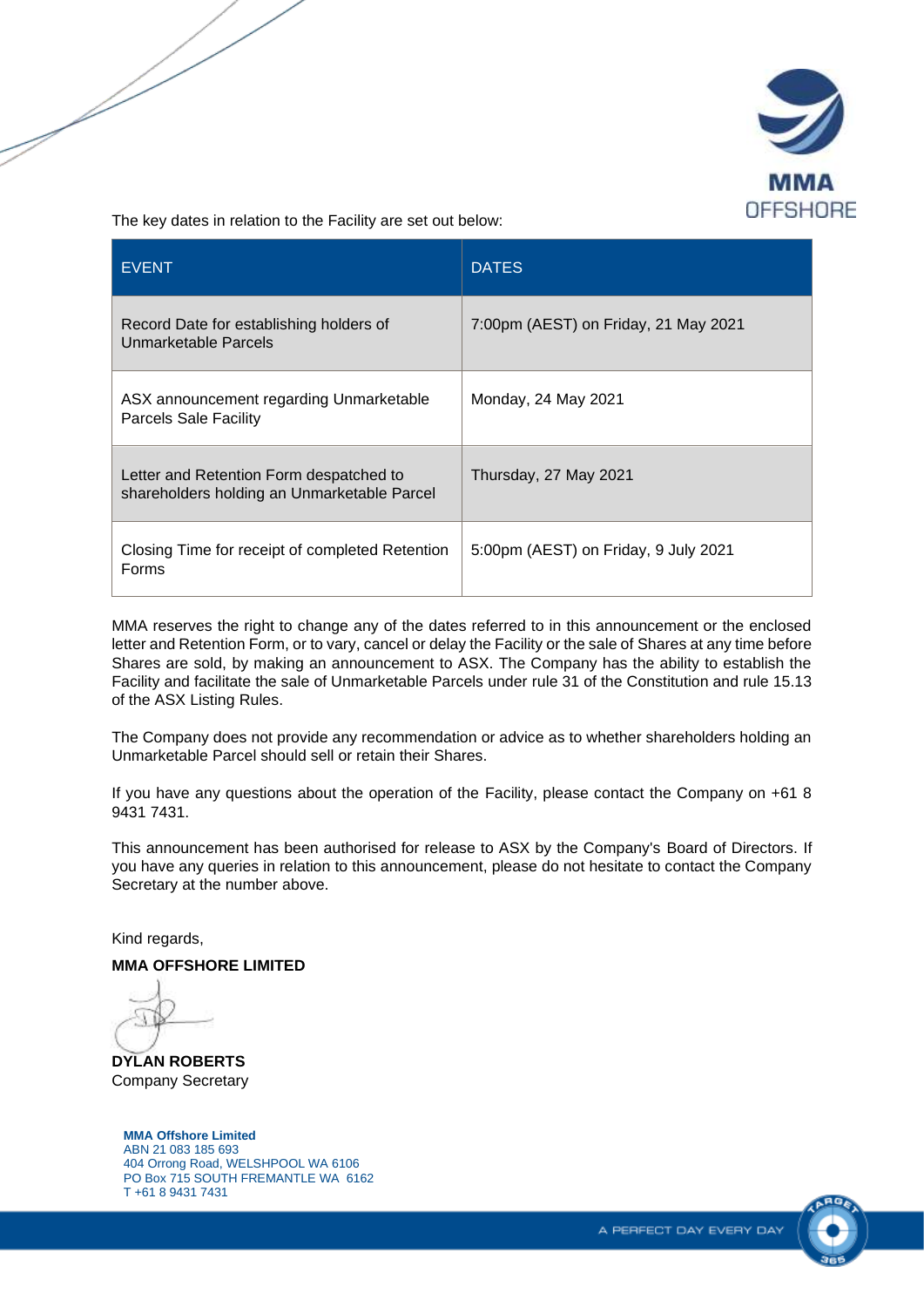The key dates in relation to the Facility are set out below:

| EVENT | DATES |
|---|---|
| Record Date for establishing holders of Unmarketable Parcels | 7:00pm (AEST) on Friday, 21 May 2021 |
| ASX announcement regarding Unmarketable Parcels Sale Facility | Monday, 24 May 2021 |
| Letter and Retention Form despatched to shareholders holding an Unmarketable Parcel | Thursday, 27 May 2021 |
| Closing Time for receipt of completed Retention Forms | 5:00pm (AEST) on Friday, 9 July 2021 |

MMA reserves the right to change any of the dates referred to in this announcement or the enclosed letter and Retention Form, or to vary, cancel or delay the Facility or the sale of Shares at any time before Shares are sold, by making an announcement to ASX. The Company has the ability to establish the Facility and facilitate the sale of Unmarketable Parcels under rule 31 of the Constitution and rule 15.13 of the ASX Listing Rules.

The Company does not provide any recommendation or advice as to whether shareholders holding an Unmarketable Parcel should sell or retain their Shares.

If you have any questions about the operation of the Facility, please contact the Company on +61 8 9431 7431.

This announcement has been authorised for release to ASX by the Company's Board of Directors. If you have any queries in relation to this announcement, please do not hesitate to contact the Company Secretary at the number above.

Kind regards,

**MMA OFFSHORE LIMITED**

**DYLAN ROBERTS**
Company Secretary

**MMA Offshore Limited**
ABN 21 083 185 693
404 Orrong Road, WELSHPOOL WA 6106
PO Box 715 SOUTH FREMANTLE WA 6162
T +61 8 9431 7431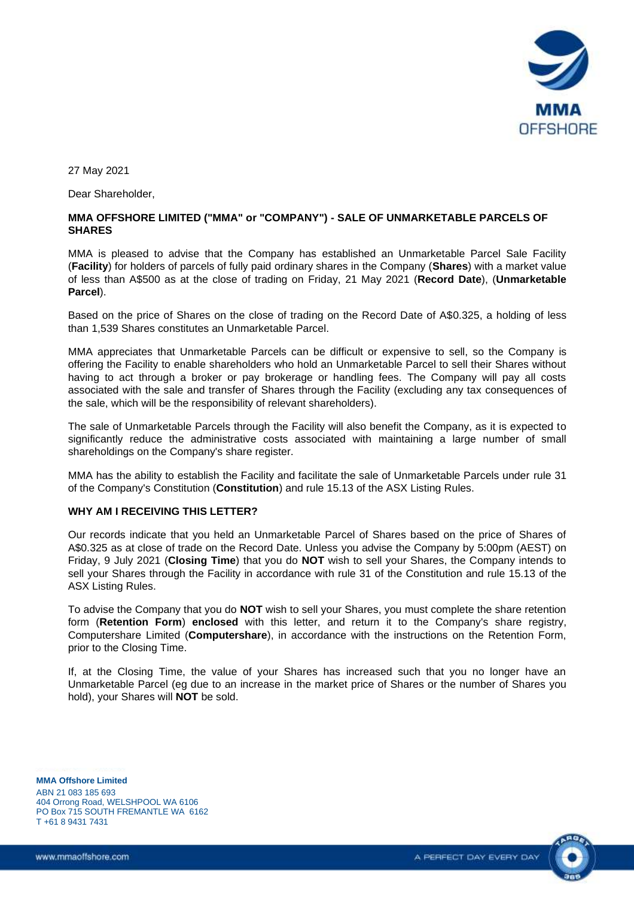27 May 2021

Dear Shareholder,

**MMA OFFSHORE LIMITED ("MMA" or "COMPANY") - SALE OF UNMARKETABLE PARCELS OF SHARES**

MMA is pleased to advise that the Company has established an Unmarketable Parcel Sale Facility (**Facility**) for holders of parcels of fully paid ordinary shares in the Company (**Shares**) with a market value of less than A$500 as at the close of trading on Friday, 21 May 2021 (**Record Date**), (**Unmarketable Parcel**).

Based on the price of Shares on the close of trading on the Record Date of A$0.325, a holding of less than 1,539 Shares constitutes an Unmarketable Parcel.

MMA appreciates that Unmarketable Parcels can be difficult or expensive to sell, so the Company is offering the Facility to enable shareholders who hold an Unmarketable Parcel to sell their Shares without having to act through a broker or pay brokerage or handling fees. The Company will pay all costs associated with the sale and transfer of Shares through the Facility (excluding any tax consequences of the sale, which will be the responsibility of relevant shareholders).

The sale of Unmarketable Parcels through the Facility will also benefit the Company, as it is expected to significantly reduce the administrative costs associated with maintaining a large number of small shareholdings on the Company's share register.

MMA has the ability to establish the Facility and facilitate the sale of Unmarketable Parcels under rule 31 of the Company's Constitution (**Constitution**) and rule 15.13 of the ASX Listing Rules.

**WHY AM I RECEIVING THIS LETTER?**

Our records indicate that you held an Unmarketable Parcel of Shares based on the price of Shares of A$0.325 as at close of trade on the Record Date. Unless you advise the Company by 5:00pm (AEST) on Friday, 9 July 2021 (**Closing Time**) that you do **NOT** wish to sell your Shares, the Company intends to sell your Shares through the Facility in accordance with rule 31 of the Constitution and rule 15.13 of the ASX Listing Rules.

To advise the Company that you do **NOT** wish to sell your Shares, you must complete the share retention form (**Retention Form**) **enclosed** with this letter, and return it to the Company's share registry, Computershare Limited (**Computershare**), in accordance with the instructions on the Retention Form, prior to the Closing Time.

If, at the Closing Time, the value of your Shares has increased such that you no longer have an Unmarketable Parcel (eg due to an increase in the market price of Shares or the number of Shares you hold), your Shares will **NOT** be sold.

**MMA Offshore Limited**
ABN 21 083 185 693
404 Orrong Road, WELSHPOOL WA 6106
PO Box 715 SOUTH FREMANTLE WA 6162
T +61 8 9431 7431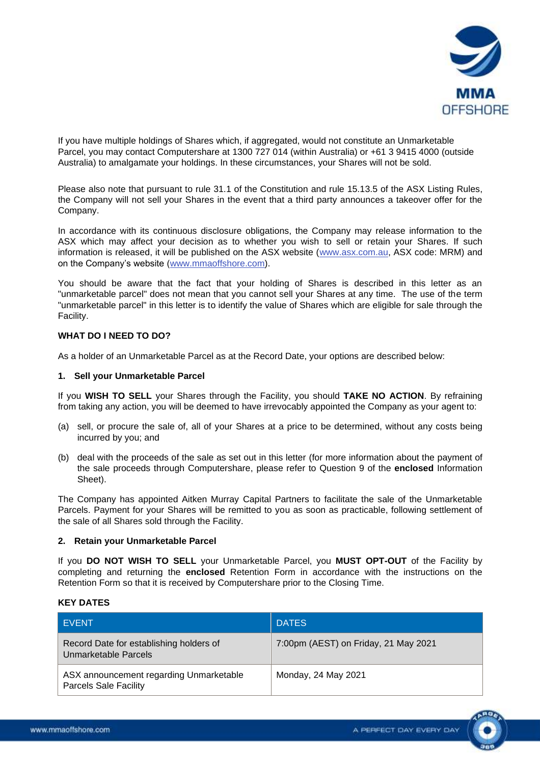If you have multiple holdings of Shares which, if aggregated, would not constitute an Unmarketable Parcel, you may contact Computershare at 1300 727 014 (within Australia) or +61 3 9415 4000 (outside Australia) to amalgamate your holdings. In these circumstances, your Shares will not be sold.

Please also note that pursuant to rule 31.1 of the Constitution and rule 15.13.5 of the ASX Listing Rules, the Company will not sell your Shares in the event that a third party announces a takeover offer for the Company.

In accordance with its continuous disclosure obligations, the Company may release information to the ASX which may affect your decision as to whether you wish to sell or retain your Shares. If such information is released, it will be published on the ASX website (www.asx.com.au, ASX code: MRM) and on the Company's website (www.mmaoffshore.com).

You should be aware that the fact that your holding of Shares is described in this letter as an "unmarketable parcel" does not mean that you cannot sell your Shares at any time. The use of the term "unmarketable parcel" in this letter is to identify the value of Shares which are eligible for sale through the Facility.

**WHAT DO I NEED TO DO?**

As a holder of an Unmarketable Parcel as at the Record Date, your options are described below:

**1. Sell your Unmarketable Parcel**

If you **WISH TO SELL** your Shares through the Facility, you should **TAKE NO ACTION**. By refraining from taking any action, you will be deemed to have irrevocably appointed the Company as your agent to:

(a) sell, or procure the sale of, all of your Shares at a price to be determined, without any costs being incurred by you; and

(b) deal with the proceeds of the sale as set out in this letter (for more information about the payment of the sale proceeds through Computershare, please refer to Question 9 of the **enclosed** Information Sheet).

The Company has appointed Aitken Murray Capital Partners to facilitate the sale of the Unmarketable Parcels. Payment for your Shares will be remitted to you as soon as practicable, following settlement of the sale of all Shares sold through the Facility.

**2. Retain your Unmarketable Parcel**

If you **DO NOT WISH TO SELL** your Unmarketable Parcel, you **MUST OPT-OUT** of the Facility by completing and returning the **enclosed** Retention Form in accordance with the instructions on the Retention Form so that it is received by Computershare prior to the Closing Time.

**KEY DATES**

| EVENT | DATES |
|---|---|
| Record Date for establishing holders of Unmarketable Parcels | 7:00pm (AEST) on Friday, 21 May 2021 |
| ASX announcement regarding Unmarketable Parcels Sale Facility | Monday, 24 May 2021 |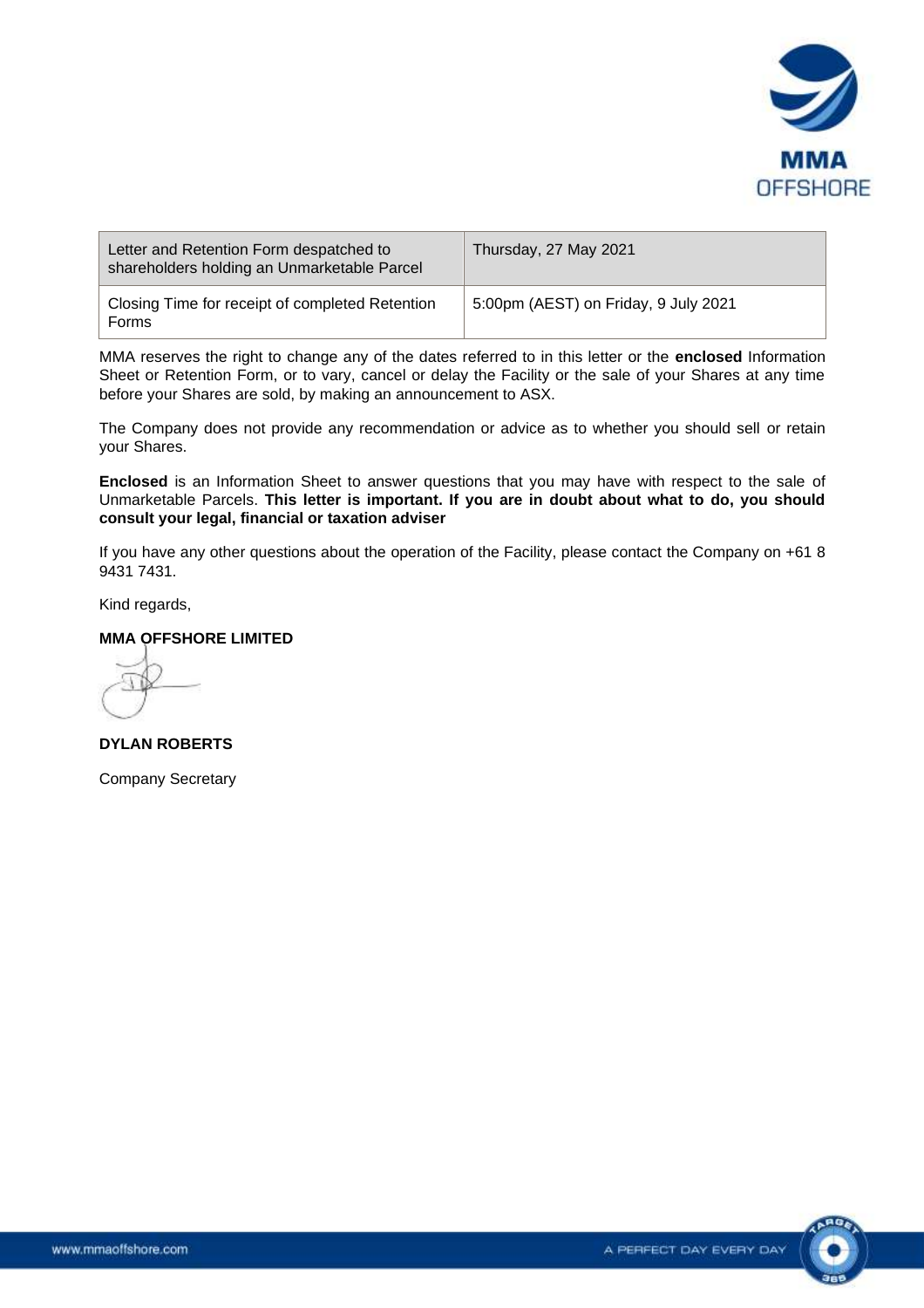| Letter and Retention Form despatched to shareholders holding an Unmarketable Parcel | Thursday, 27 May 2021 |
|---|---|
| Closing Time for receipt of completed Retention Forms | 5:00pm (AEST) on Friday, 9 July 2021 |

MMA reserves the right to change any of the dates referred to in this letter or the **enclosed** Information Sheet or Retention Form, or to vary, cancel or delay the Facility or the sale of your Shares at any time before your Shares are sold, by making an announcement to ASX.

The Company does not provide any recommendation or advice as to whether you should sell or retain your Shares.

**Enclosed** is an Information Sheet to answer questions that you may have with respect to the sale of Unmarketable Parcels. **This letter is important. If you are in doubt about what to do, you should consult your legal, financial or taxation adviser**

If you have any other questions about the operation of the Facility, please contact the Company on +61 8 9431 7431.

Kind regards,

**MMA OFFSHORE LIMITED**

**DYLAN ROBERTS**

Company Secretary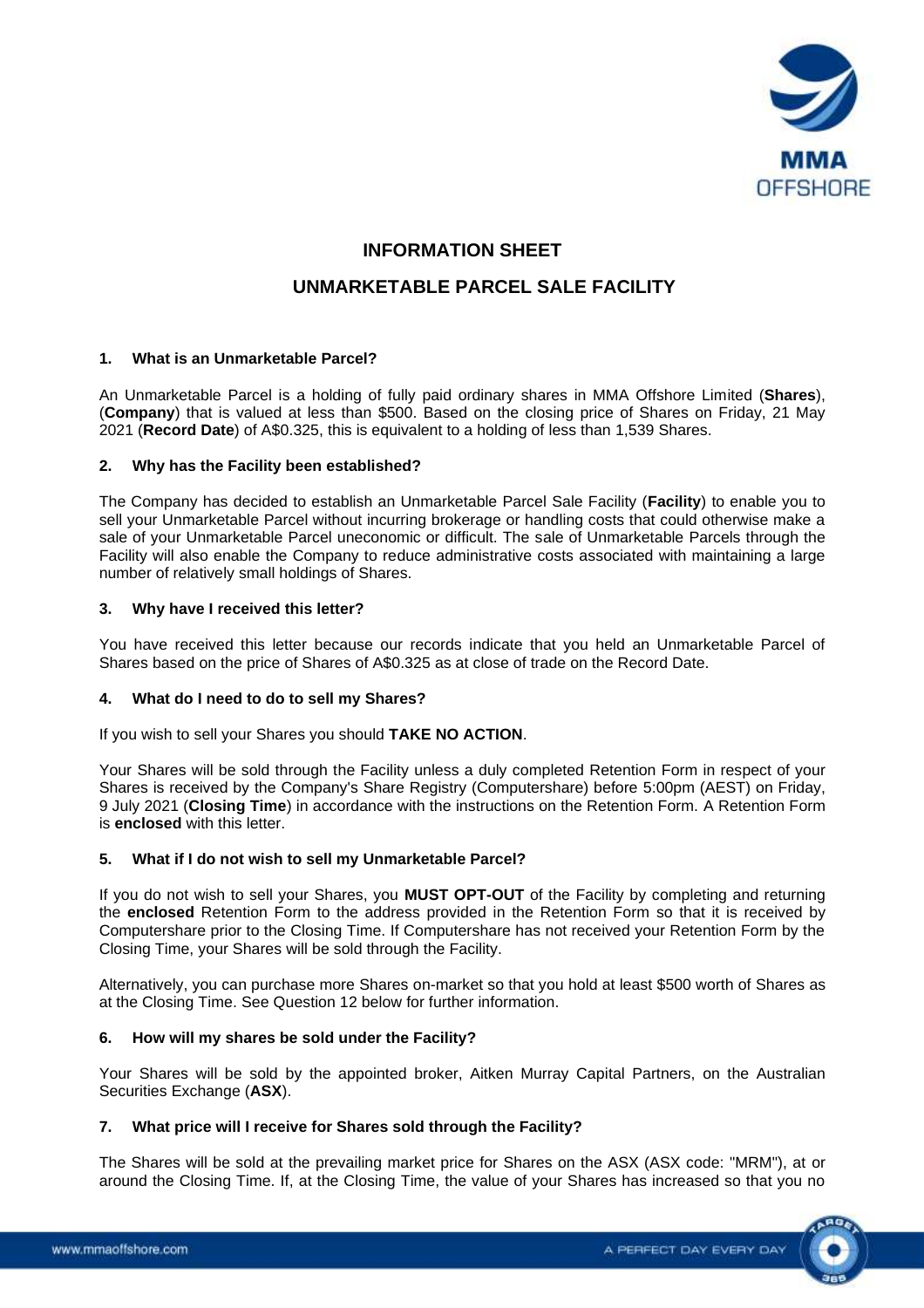# INFORMATION SHEET

# UNMARKETABLE PARCEL SALE FACILITY

### 1. What is an Unmarketable Parcel?

An Unmarketable Parcel is a holding of fully paid ordinary shares in MMA Offshore Limited (**Shares**), (**Company**) that is valued at less than $500. Based on the closing price of Shares on Friday, 21 May 2021 (**Record Date**) of A$0.325, this is equivalent to a holding of less than 1,539 Shares.

### 2. Why has the Facility been established?

The Company has decided to establish an Unmarketable Parcel Sale Facility (**Facility**) to enable you to sell your Unmarketable Parcel without incurring brokerage or handling costs that could otherwise make a sale of your Unmarketable Parcel uneconomic or difficult. The sale of Unmarketable Parcels through the Facility will also enable the Company to reduce administrative costs associated with maintaining a large number of relatively small holdings of Shares.

### 3. Why have I received this letter?

You have received this letter because our records indicate that you held an Unmarketable Parcel of Shares based on the price of Shares of A$0.325 as at close of trade on the Record Date.

### 4. What do I need to do to sell my Shares?

If you wish to sell your Shares you should **TAKE NO ACTION**.

Your Shares will be sold through the Facility unless a duly completed Retention Form in respect of your Shares is received by the Company's Share Registry (Computershare) before 5:00pm (AEST) on Friday, 9 July 2021 (**Closing Time**) in accordance with the instructions on the Retention Form. A Retention Form is **enclosed** with this letter.

### 5. What if I do not wish to sell my Unmarketable Parcel?

If you do not wish to sell your Shares, you **MUST OPT-OUT** of the Facility by completing and returning the **enclosed** Retention Form to the address provided in the Retention Form so that it is received by Computershare prior to the Closing Time. If Computershare has not received your Retention Form by the Closing Time, your Shares will be sold through the Facility.

Alternatively, you can purchase more Shares on-market so that you hold at least $500 worth of Shares as at the Closing Time. See Question 12 below for further information.

### 6. How will my shares be sold under the Facility?

Your Shares will be sold by the appointed broker, Aitken Murray Capital Partners, on the Australian Securities Exchange (**ASX**).

### 7. What price will I receive for Shares sold through the Facility?

The Shares will be sold at the prevailing market price for Shares on the ASX (ASX code: "MRM"), at or around the Closing Time. If, at the Closing Time, the value of your Shares has increased so that you no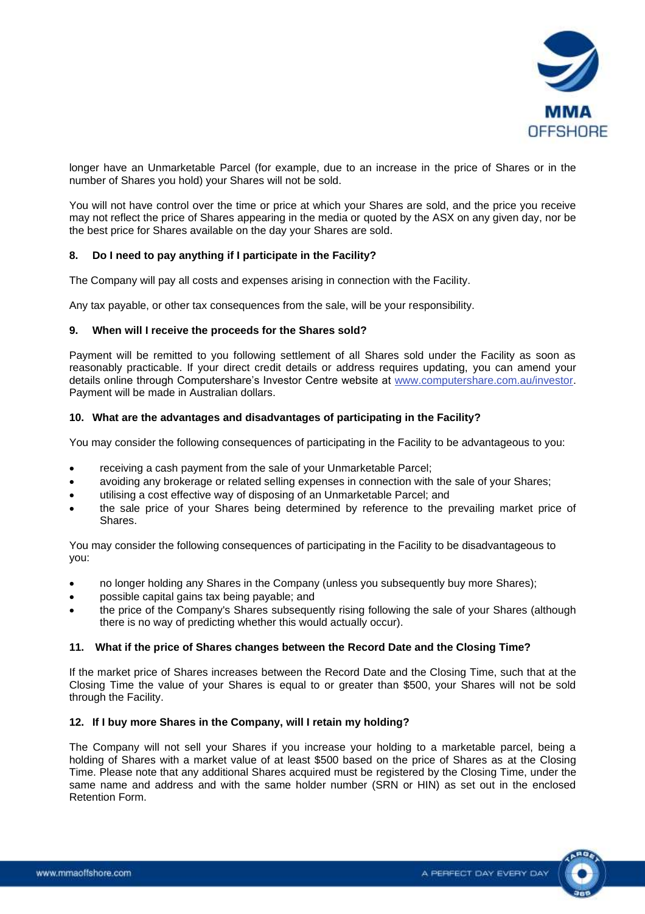longer have an Unmarketable Parcel (for example, due to an increase in the price of Shares or in the number of Shares you hold) your Shares will not be sold.

You will not have control over the time or price at which your Shares are sold, and the price you receive may not reflect the price of Shares appearing in the media or quoted by the ASX on any given day, nor be the best price for Shares available on the day your Shares are sold.

**8. Do I need to pay anything if I participate in the Facility?**

The Company will pay all costs and expenses arising in connection with the Facility.

Any tax payable, or other tax consequences from the sale, will be your responsibility.

**9. When will I receive the proceeds for the Shares sold?**

Payment will be remitted to you following settlement of all Shares sold under the Facility as soon as reasonably practicable. If your direct credit details or address requires updating, you can amend your details online through Computershare's Investor Centre website at www.computershare.com.au/investor. Payment will be made in Australian dollars.

**10. What are the advantages and disadvantages of participating in the Facility?**

You may consider the following consequences of participating in the Facility to be advantageous to you:

- receiving a cash payment from the sale of your Unmarketable Parcel;
- avoiding any brokerage or related selling expenses in connection with the sale of your Shares;
- utilising a cost effective way of disposing of an Unmarketable Parcel; and
- the sale price of your Shares being determined by reference to the prevailing market price of Shares.

You may consider the following consequences of participating in the Facility to be disadvantageous to you:

- no longer holding any Shares in the Company (unless you subsequently buy more Shares);
- possible capital gains tax being payable; and
- the price of the Company's Shares subsequently rising following the sale of your Shares (although there is no way of predicting whether this would actually occur).

**11. What if the price of Shares changes between the Record Date and the Closing Time?**

If the market price of Shares increases between the Record Date and the Closing Time, such that at the Closing Time the value of your Shares is equal to or greater than $500, your Shares will not be sold through the Facility.

**12. If I buy more Shares in the Company, will I retain my holding?**

The Company will not sell your Shares if you increase your holding to a marketable parcel, being a holding of Shares with a market value of at least $500 based on the price of Shares as at the Closing Time. Please note that any additional Shares acquired must be registered by the Closing Time, under the same name and address and with the same holder number (SRN or HIN) as set out in the enclosed Retention Form.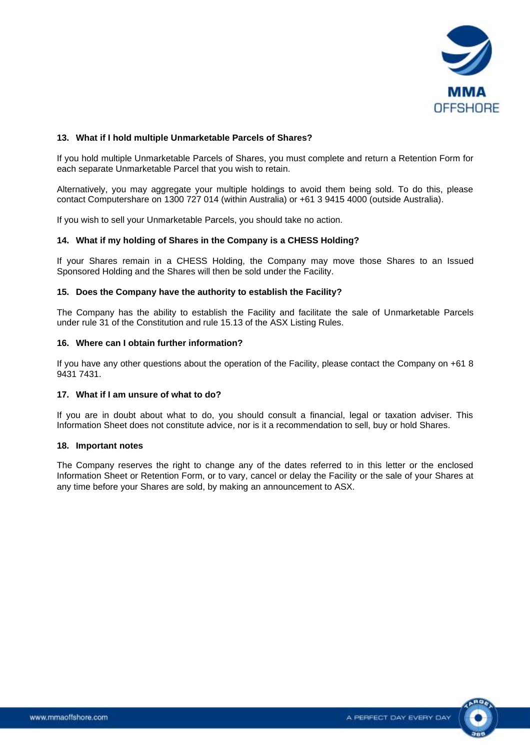### 13. What if I hold multiple Unmarketable Parcels of Shares?

If you hold multiple Unmarketable Parcels of Shares, you must complete and return a Retention Form for each separate Unmarketable Parcel that you wish to retain.

Alternatively, you may aggregate your multiple holdings to avoid them being sold. To do this, please contact Computershare on 1300 727 014 (within Australia) or +61 3 9415 4000 (outside Australia).

If you wish to sell your Unmarketable Parcels, you should take no action.

### 14. What if my holding of Shares in the Company is a CHESS Holding?

If your Shares remain in a CHESS Holding, the Company may move those Shares to an Issued Sponsored Holding and the Shares will then be sold under the Facility.

### 15. Does the Company have the authority to establish the Facility?

The Company has the ability to establish the Facility and facilitate the sale of Unmarketable Parcels under rule 31 of the Constitution and rule 15.13 of the ASX Listing Rules.

### 16. Where can I obtain further information?

If you have any other questions about the operation of the Facility, please contact the Company on +61 8 9431 7431.

### 17. What if I am unsure of what to do?

If you are in doubt about what to do, you should consult a financial, legal or taxation adviser. This Information Sheet does not constitute advice, nor is it a recommendation to sell, buy or hold Shares.

### 18. Important notes

The Company reserves the right to change any of the dates referred to in this letter or the enclosed Information Sheet or Retention Form, or to vary, cancel or delay the Facility or the sale of your Shares at any time before your Shares are sold, by making an announcement to ASX.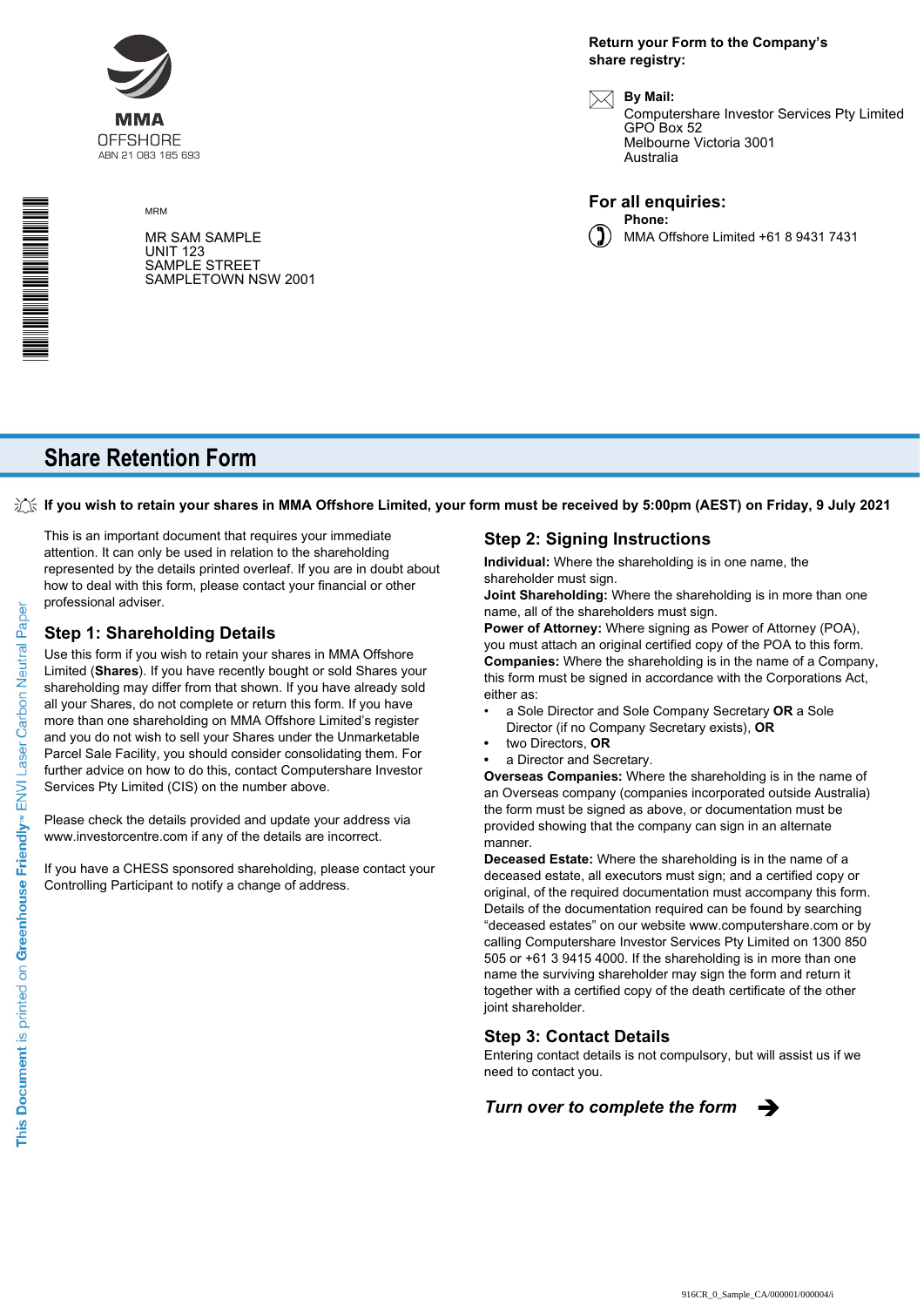**MMA**
OFFSHORE
ABN 21 083 185 693

MRM

MR SAM SAMPLE
UNIT 123
SAMPLE STREET
SAMPLETOWN NSW 2001

**Return your Form to the Company's share registry:**

**By Mail:**
Computershare Investor Services Pty Limited
GPO Box 52
Melbourne Victoria 3001
Australia

**For all enquiries:**

**Phone:**
MMA Offshore Limited +61 8 9431 7431

# Share Retention Form

**If you wish to retain your shares in MMA Offshore Limited, your form must be received by 5:00pm (AEST) on Friday, 9 July 2021**

This is an important document that requires your immediate attention. It can only be used in relation to the shareholding represented by the details printed overleaf. If you are in doubt about how to deal with this form, please contact your financial or other professional adviser.

## Step 1: Shareholding Details

Use this form if you wish to retain your shares in MMA Offshore Limited (**Shares**). If you have recently bought or sold Shares your shareholding may differ from that shown. If you have already sold all your Shares, do not complete or return this form. If you have more than one shareholding on MMA Offshore Limited's register and you do not wish to sell your Shares under the Unmarketable Parcel Sale Facility, you should consider consolidating them. For further advice on how to do this, contact Computershare Investor Services Pty Limited (CIS) on the number above.

Please check the details provided and update your address via www.investorcentre.com if any of the details are incorrect.

If you have a CHESS sponsored shareholding, please contact your Controlling Participant to notify a change of address.

## Step 2: Signing Instructions

**Individual:** Where the shareholding is in one name, the shareholder must sign.

**Joint Shareholding:** Where the shareholding is in more than one name, all of the shareholders must sign.

**Power of Attorney:** Where signing as Power of Attorney (POA), you must attach an original certified copy of the POA to this form.

**Companies:** Where the shareholding is in the name of a Company, this form must be signed in accordance with the Corporations Act, either as:

- a Sole Director and Sole Company Secretary **OR** a Sole Director (if no Company Secretary exists), **OR**
- two Directors, **OR**
- a Director and Secretary.

**Overseas Companies:** Where the shareholding is in the name of an Overseas company (companies incorporated outside Australia) the form must be signed as above, or documentation must be provided showing that the company can sign in an alternate manner.

**Deceased Estate:** Where the shareholding is in the name of a deceased estate, all executors must sign; and a certified copy or original, of the required documentation must accompany this form. Details of the documentation required can be found by searching "deceased estates" on our website www.computershare.com or by calling Computershare Investor Services Pty Limited on 1300 850 505 or +61 3 9415 4000. If the shareholding is in more than one name the surviving shareholder may sign the form and return it together with a certified copy of the death certificate of the other joint shareholder.

## Step 3: Contact Details

Entering contact details is not compulsory, but will assist us if we need to contact you.

***Turn over to complete the form*** ➔

This Document is printed on Greenhouse Friendly™ ENVI Laser Carbon Neutral Paper

916CR_0_Sample_CA/000001/000004/i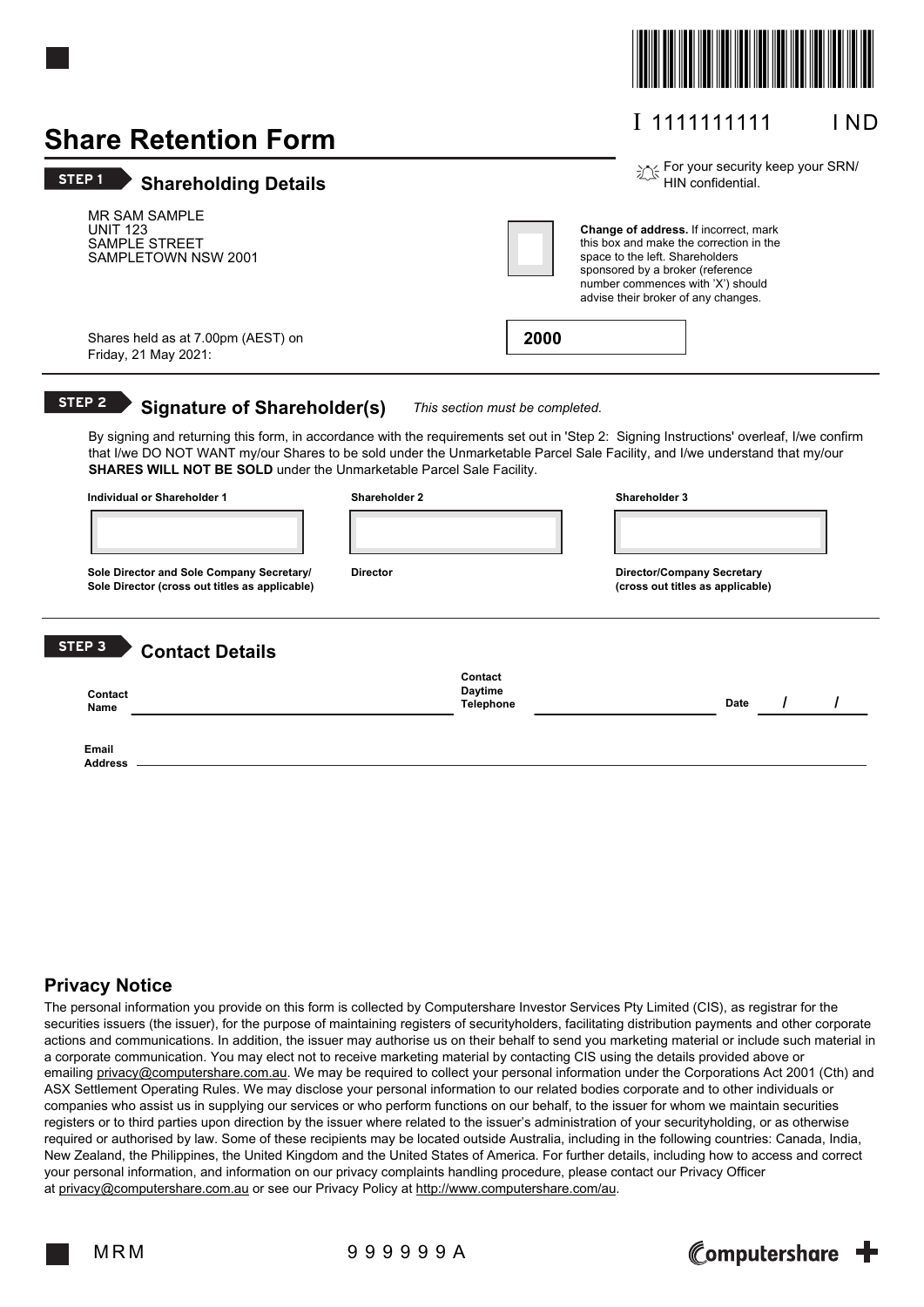I 1111111111 IND

# Share Retention Form

For your security keep your SRN/ HIN confidential.

## STEP 1 Shareholding Details

MR SAM SAMPLE
UNIT 123
SAMPLE STREET
SAMPLETOWN NSW 2001

**Change of address.** If incorrect, mark this box and make the correction in the space to the left. Shareholders sponsored by a broker (reference number commences with 'X') should advise their broker of any changes.

Shares held as at 7.00pm (AEST) on Friday, 21 May 2021: **2000**

## STEP 2 Signature of Shareholder(s)

*This section must be completed.*

By signing and returning this form, in accordance with the requirements set out in 'Step 2: Signing Instructions' overleaf, I/we confirm that I/we DO NOT WANT my/our Shares to be sold under the Unmarketable Parcel Sale Facility, and I/we understand that my/our **SHARES WILL NOT BE SOLD** under the Unmarketable Parcel Sale Facility.

| Individual or Shareholder 1 | Shareholder 2 | Shareholder 3 |
|---|---|---|
| | | |
| **Sole Director and Sole Company Secretary/ Sole Director (cross out titles as applicable)** | **Director** | **Director/Company Secretary (cross out titles as applicable)** |

## STEP 3 Contact Details

**Contact Name** ______________________ **Contact Daytime Telephone** ______________________ **Date** / /

**Email Address** ______________________

## Privacy Notice

The personal information you provide on this form is collected by Computershare Investor Services Pty Limited (CIS), as registrar for the securities issuers (the issuer), for the purpose of maintaining registers of securityholders, facilitating distribution payments and other corporate actions and communications. In addition, the issuer may authorise us on their behalf to send you marketing material or include such material in a corporate communication. You may elect not to receive marketing material by contacting CIS using the details provided above or emailing privacy@computershare.com.au. We may be required to collect your personal information under the Corporations Act 2001 (Cth) and ASX Settlement Operating Rules. We may disclose your personal information to our related bodies corporate and to other individuals or companies who assist us in supplying our services or who perform functions on our behalf, to the issuer for whom we maintain securities registers or to third parties upon direction by the issuer where related to the issuer's administration of your securityholding, or as otherwise required or authorised by law. Some of these recipients may be located outside Australia, including in the following countries: Canada, India, New Zealand, the Philippines, the United Kingdom and the United States of America. For further details, including how to access and correct your personal information, and information on our privacy complaints handling procedure, please contact our Privacy Officer at privacy@computershare.com.au or see our Privacy Policy at http://www.computershare.com/au.

MRM 999999A

Computershare